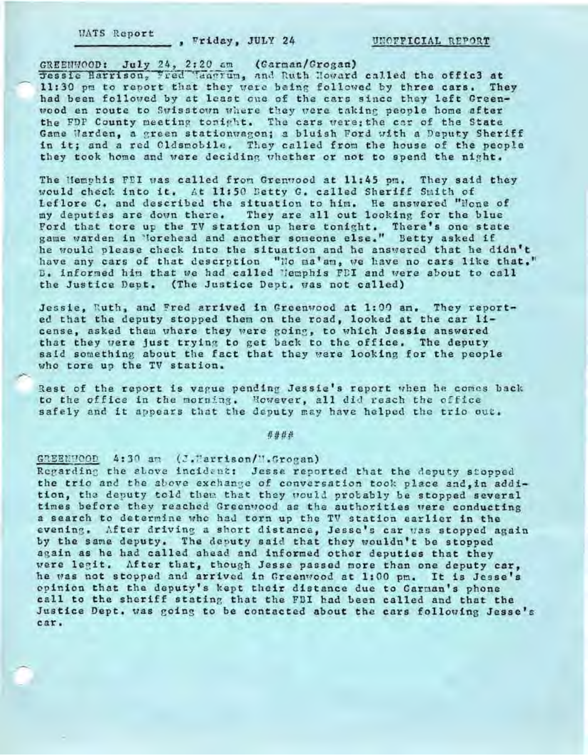WATS Report _____________, Friday, JULY 24 UNOFFICIAL REPORT

GREENWOOD: July 24, 2:20 am (Garman/Grogan)
Jessie Harrison, Fred Mangrum, and Ruth Howard called the offic3 at 11:30 pm to report that they were being followed by three cars. They had been followed by at least one of the cars since they left Greenwood en route to Swisstown where they were taking people home after the FDP County meeting tonight. The cars were;the car of the State Game Warden, a green stationwagon; a bluish Ford with a Deputy Sheriff in it; and a red Oldsmobile. They called from the house of the people they took home and were deciding whether or not to spend the night.

The Memphis FBI was called from Grenwood at 11:45 pm. They said they would check into it. At 11:50 Betty G. called Sheriff Smith of Leflore C. and described the situation to him. He answered "None of my deputies are down there. They are all out looking for the blue Ford that tore up the TV station up here tonight. There's one state game warden in Morehead and another someone else." Betty asked if he would please check into the situation and he answered that he didn't have any cars of that descrption "No ma'am, we have no cars like that." B. informed him that we had called Memphis FBI and were about to call the Justice Dept. (The Justice Dept. was not called)

Jessie, Ruth, and Fred arrived in Greenwood at 1:00 am. They reported that the deputy stopped them on the road, looked at the car license, asked them where they were going, to which Jessie answered that they were just trying to get back to the office. The deputy said something about the fact that they were looking for the people who tore up the TV station.

Rest of the report is vague pending Jessie's report when he comes back to the office in the morning. However, all did reach the office safely and it appears that the deputy may have helped the trio out.

####

GREENWOOD 4:30 am (J.Harrison/M.Grogan)
Regarding the above incident: Jesse reported that the deputy stopped the trio and the above exchange of conversation took place and,in addition, the deputy told them that they would probably be stopped several times before they reached Greenwood as the authorities were conducting a search to determine who had torn up the TV station earlier in the evening. After driving a short distance, Jesse's car was stopped again by the same deputy. The deputy said that they wouldn't be stopped again as he had called ahead and informed other deputies that they were legit. After that, though Jesse passed more than one deputy car, he was not stopped and arrived in Greenwood at 1:00 pm. It is Jesse's opinion that the deputy's kept their distance due to Garman's phone call to the sheriff stating that the FBI had been called and that the Justice Dept. was going to be contacted about the cars following Jesse's car.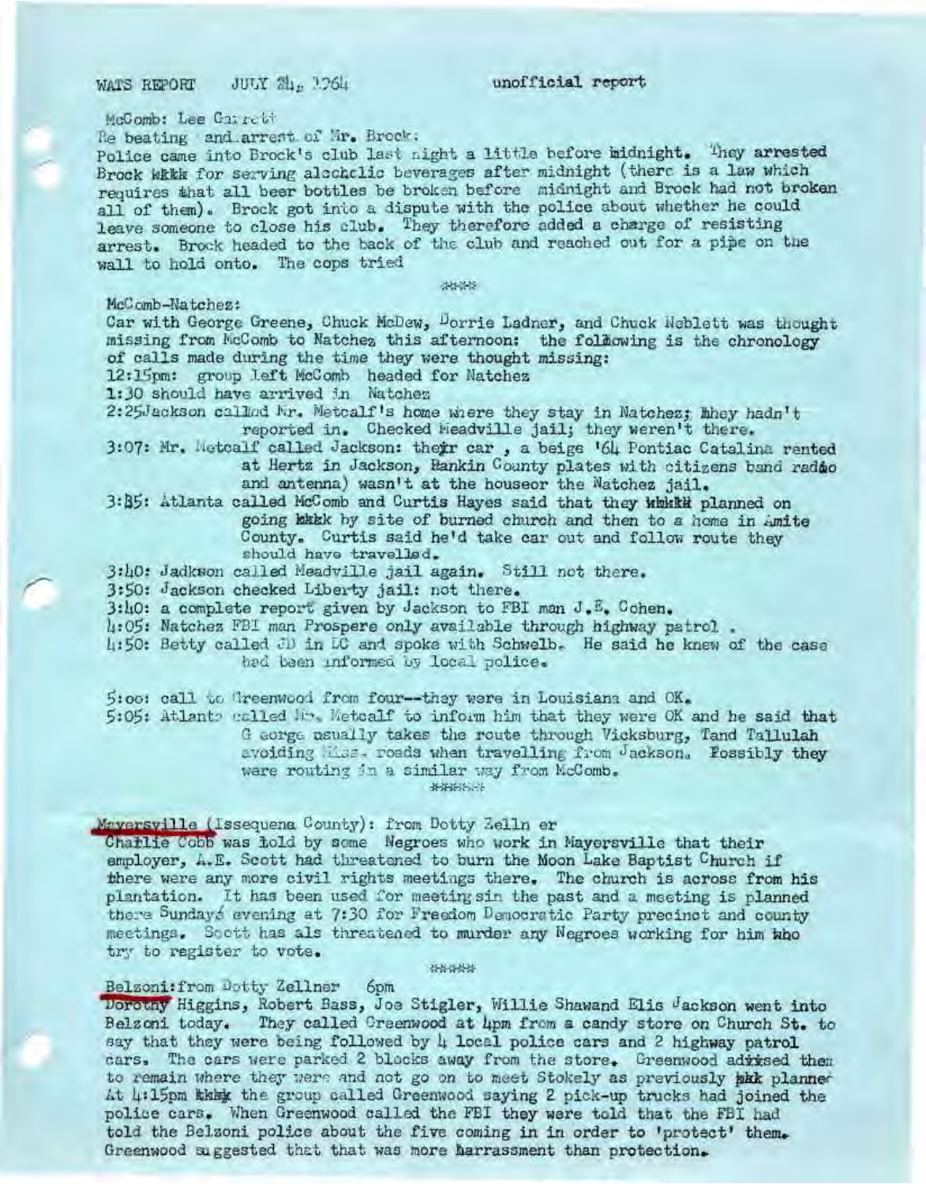WATS REPORT JULY 24, 1964 unofficial report

McComb: Lee Garrett

Re beating and arrest of Mr. Brock:

Police came into Brock's club last night a little before midnight. They arrested Brock for serving alcoholic beverages after midnight (there is a law which requires that all beer bottles be broken before midnight and Brock had not broken all of them). Brock got into a dispute with the police about whether he could leave someone to close his club. They therefore added a charge of resisting arrest. Brock headed to the back of the club and reached out for a pipe on the wall to hold onto. The cops tried

\*\*\*\*

McComb-Natchez:

Car with George Greene, Chuck McDew, Dorrie Ladner, and Chuck Neblett was thought missing from McComb to Natchez this afternoon: the following is the chronology of calls made during the time they were thought missing:

12:15pm: group left McComb headed for Natchez

1:30 should have arrived in Natchez

2:25 Jackson called Mr. Metcalf's home where they stay in Natchez; they hadn't reported in. Checked Meadville jail; they weren't there.

3:07: Mr. Metcalf called Jackson: their car, a beige '64 Pontiac Catalina rented at Hertz in Jackson, Rankin County plates with citizens band radio and antenna) wasn't at the houseor the Natchez jail.

3:35: Atlanta called McComb and Curtis Hayes said that they planned on going by site of burned church and then to a home in Amite County. Curtis said he'd take car out and follow route they should have travelled.

3:40: Jackson called Meadville jail again. Still not there.

3:50: Jackson checked Liberty jail: not there.

3:40: a complete report given by Jackson to FBI man J.E. Cohen.

4:05: Natchez FBI man Prospere only available through highway patrol.

4:50: Betty called JD in DC and spoke with Schwelb. He said he knew of the case had been informed by local police.

5:oo: call to Greenwood from four--they were in Louisiana and OK.

5:05: Atlanta called Mr. Metcalf to inform him that they were OK and he said that George usually takes the route through Vicksburg, Tand Tallulah avoiding Miss. roads when travelling from Jackson. Possibly they were routing in a similar way from McComb.

\*\*\*\*\*\*

Mayersville (Issequena County): from Dotty Zellner

Charlie Cobb was told by some Negroes who work in Mayersville that their employer, A.E. Scott had threatened to burn the Moon Lake Baptist Church if there were any more civil rights meetings there. The church is across from his plantation. It has been used for meetingsin the past and a meeting is planned there Sunday's evening at 7:30 for Freedom Democratic Party precinct and county meetings. Scott has als threatened to murder any Negroes working for him who try to register to vote.

\*\*\*\*\*

Belzoni: from Dotty Zellner 6pm

Dorothy Higgins, Robert Bass, Joe Stigler, Willie Shawand Elis Jackson went into Belzoni today. They called Greenwood at 4pm from a candy store on Church St. to say that they were being followed by 4 local police cars and 2 highway patrol cars. The cars were parked 2 blocks away from the store. Greenwood advised them to remain where they were and not go on to meet Stokely as previously planned. At 4:15pm the group called Greenwood saying 2 pick-up trucks had joined the police cars. When Greenwood called the FBI they were told that the FBI had told the Belzoni police about the five coming in in order to 'protect' them. Greenwood suggested that that was more harrassment than protection.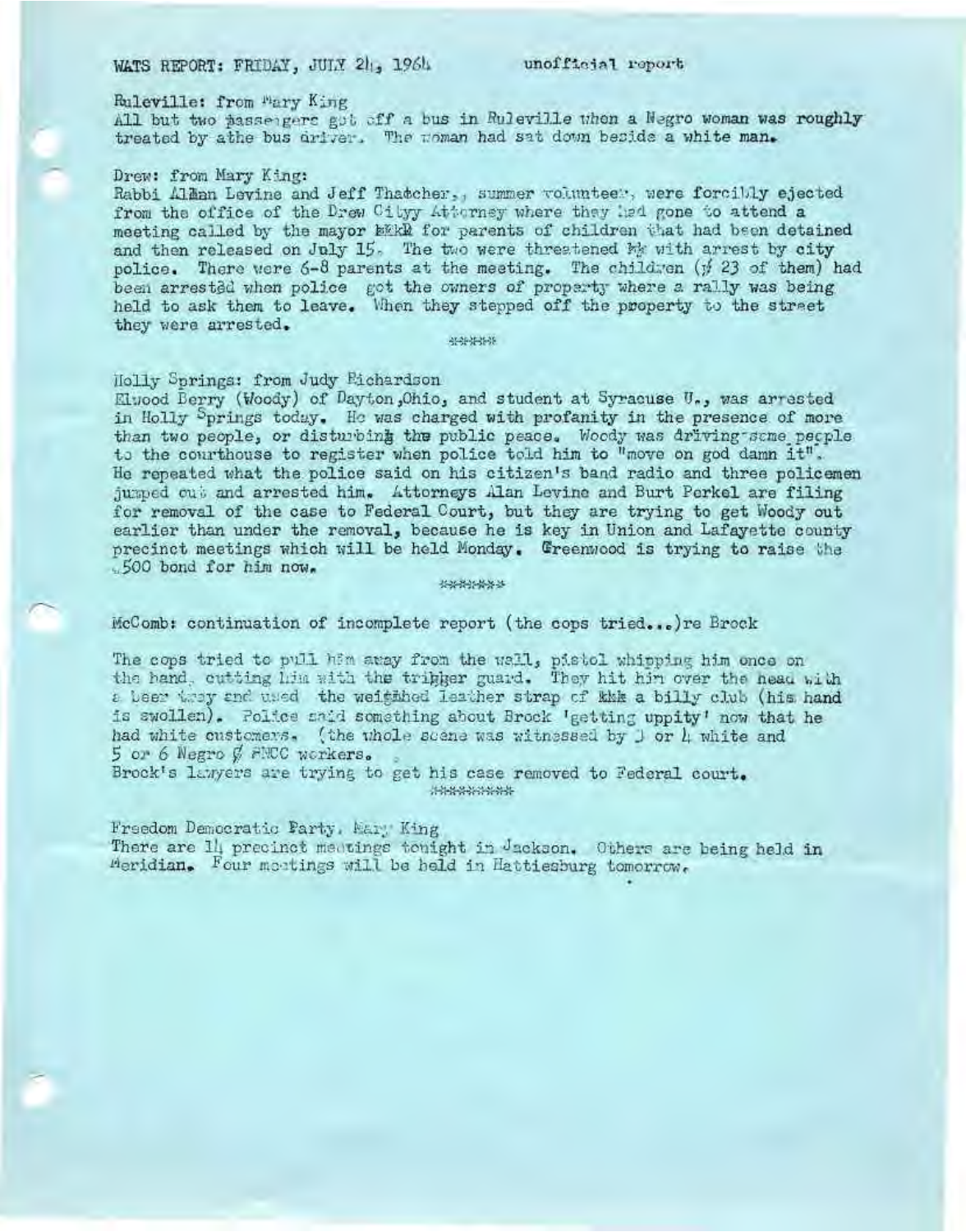WATS REPORT: FRIDAY, JULY 24, 1964 unofficial report

Ruleville: from Mary King
All but two passengers got off a bus in Ruleville when a Negro woman was roughly treated by athe bus driver. The woman had sat down beside a white man.

Drew: from Mary King:
Rabbi Allan Levine and Jeff Thatcher,, summer volunteer, were forcibly ejected from the office of the Drew Cityy Attorney where they had gone to attend a meeting called by the mayor for parents of children that had been detained and then released on July 15. The two were threatened with arrest by city police. There were 6-8 parents at the meeting. The children (23 of them) had been arrested when police got the owners of property where a rally was being held to ask them to leave. When they stepped off the property to the street they were arrested.

*****

Holly Springs: from Judy Richardson
Elwood Berry (Woody) of Dayton,Ohio, and student at Syracuse U., was arrested in Holly Springs today. He was charged with profanity in the presence of more than two people, or disturbing the public peace. Woody was driving some people to the courthouse to register when police told him to "move on god damn it". He repeated what the police said on his citizen's band radio and three policemen jumped out and arrested him. Attorneys Alan Levine and Burt Perkel are filing for removal of the case to Federal Court, but they are trying to get Woody out earlier than under the removal, because he is key in Union and Lafayette county precinct meetings which will be held Monday. Greenwood is trying to raise the $500 bond for him now.

*******

McComb: continuation of incomplete report (the cops tried...)re Brock

The cops tried to pull him away from the wall, pistol whipping him once on the hand, cutting him with the trigger guard. They hit him over the head with a beer tray and used the weighted leather strap of a billy club (his hand is swollen). Police said something about Brock 'getting uppity' now that he had white customers. (the whole scene was witnessed by 3 or 4 white and 5 or 6 Negro SNCC workers.

Brock's lawyers are trying to get his case removed to Federal court.

*********

Freedom Democratic Party. Mary King
There are 14 precinct meetings tonight in Jackson. Others are being held in Meridian. Four meetings will be held in Hattiesburg tomorrow.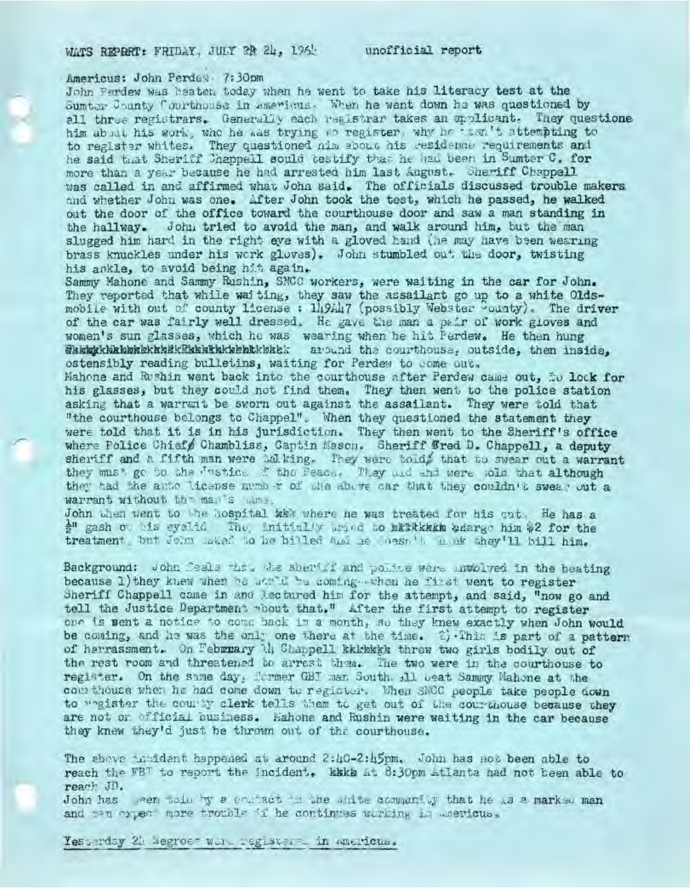WATS REPORT: FRIDAY, JULY ~~22~~ 24, 1964 unofficial report

Americus: John Perdew 7:30pm

John Perdew was beaten today when he went to take his literacy test at the Sumter County Courthouse in Americus. When he went down he was questioned by all three registrars. Generally each registrar takes an applicant. They questione him about his work, who he was trying to register, why he wasn't attempting to to register whites. They questioned him about his residence requirements and he said that Sheriff Chappell could testify that he had been in Sumter C. for more than a year because he had arrested him last August. Sheriff Chappell was called in and affirmed what John said. The officials discussed trouble makers and whether John was one. After John took the test, which he passed, he walked out the door of the office toward the courthouse door and saw a man standing in the hallway. John tried to avoid the man, and walk around him, but the man slugged him hard in the right eye with a gloved hand (he may have been wearing brass knuckles under his work gloves). John stumbled out the door, twisting his ankle, to avoid being hit again.

Sammy Mahone and Sammy Rushin, SNCC workers, were waiting in the car for John. They reported that while waiting, they saw the assailant go up to a white Oldsmobile with out of county license : 149A47 (possibly Webster County). The driver of the car was fairly well dressed. He gave the man a pair of work gloves and women's sun glasses, which he was wearing when he hit Perdew. He then hung ~~Hakkkkkkkkkkkkkkkkkkkkkkkkkkk~~ around the courthouse, outside, then inside, ostensibly reading bulletins, waiting for Perdew to come out.

Mahone and Rushin went back into the courthouse after Perdew came out, to lock for his glasses, but they could not find them. They then went to the police station asking that a warrant be sworn out against the assailant. They were told that "the courthouse belongs to Chappel". When they questioned the statement they were told that it is in his jurisdiction. They then went to the Sheriff's office where Police Chief~~s~~ Chambliss, Captin Mason. Sheriff Fred D. Chappell, a deputy sheriff and a fifth man were talking. They were told~~s~~ that to swear out a warrant they must go to the Justice of the Peace. They did and were told that although they had the auto license number of the above car that they couldn't swear out a warrant without the man's name.

John then went to the hospital ~~kkk~~ where he was treated for his cut. He has a ½" gash on his eyelid. They initially tried to ~~kkkkkkk~~ charge him $2 for the treatment, but John asked to be billed and he doesn't think they'll bill him.

Background: John feels that the sheriff and police were involved in the beating because 1)they knew when he would be coming--when he first went to register Sheriff Chappell came in and lectured him for the attempt, and said, "now go and tell the Justice Department about that." After the first attempt to register one is sent a notice to come back in a month, so they knew exactly when John would be coming, and he was the only one there at the time. 2)·This is part of a pattern of harrassment. On February 14 Chappell ~~kkkkkkk~~ threw two girls bodily out of the rest room and threatened to arrest them. The two were in the courthouse to register. On the same day, former GBI man Southwell beat Sammy Mahone at the courthouse when he had come down to register. When SNCC people take people down to register the county clerk tells them to get out of the courthouse because they are not on official business. Mahone and Rushin were waiting in the car because they knew they'd just be thrown out of the courthouse.

The above incident happened at around 2:40-2:45pm. John has not been able to reach the FBI to report the incident. ~~kkkk~~ At 8:30pm Atlanta had not been able to reach JD.

John has been told by a contact in the white community that he is a marked man and can expect more trouble if he continues working in Americus.

Yesterday 24 Negroes were registered in Americus.